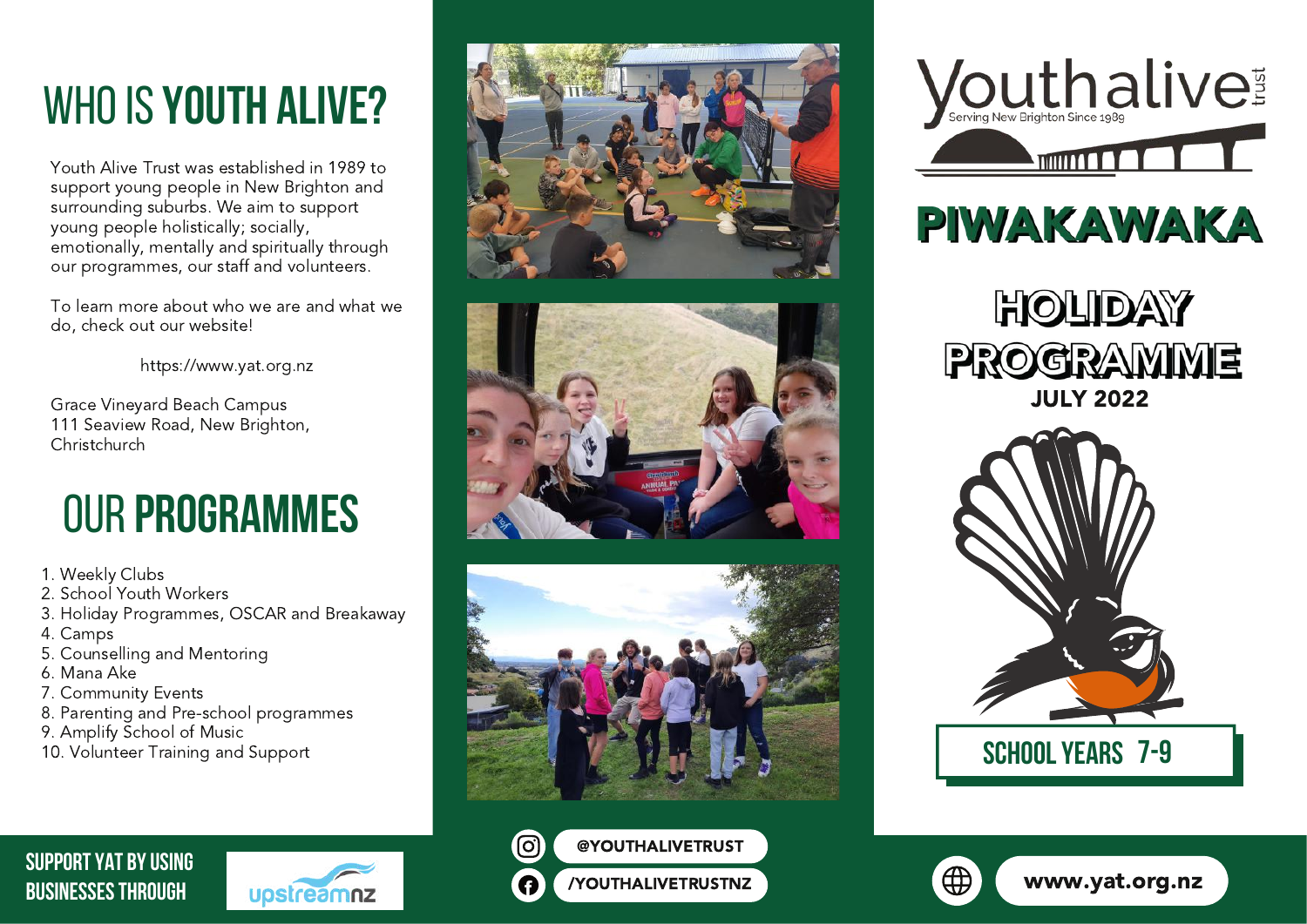# WHO IS YOUTH ALIVE?

Youth Alive Trust was established in 1989 to support young people in New Brighton and surrounding suburbs. We aim to support young people holistically; socially, emotionally, mentally and spiritually through our programmes, our staff and volunteers.

To learn more about who we are and what we do, check out our website!

https://www.yat.org.nz

Grace Vineyard Beach Campus
111 Seaview Road, New Brighton,
Christchurch

# OUR PROGRAMMES

1. Weekly Clubs
2. School Youth Workers
3. Holiday Programmes, OSCAR and Breakaway
4. Camps
5. Counselling and Mentoring
6. Mana Ake
7. Community Events
8. Parenting and Pre-school programmes
9. Amplify School of Music
10. Volunteer Training and Support

**SUPPORT YAT BY USING BUSINESSES THROUGH** upstreamnz

@YOUTHALIVETRUST

/YOUTHALIVETRUSTNZ

Youth alive trust
Serving New Brighton Since 1989

# PIWAKAWAKA

## HOLIDAY PROGRAMME

**JULY 2022**

**SCHOOL YEARS 7-9**

www.yat.org.nz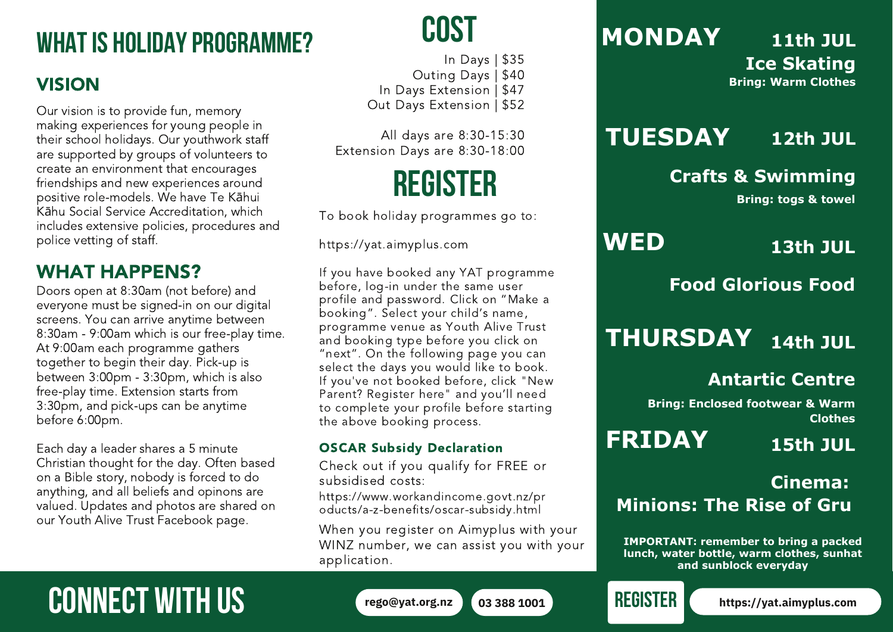# WHAT IS HOLIDAY PROGRAMME?

## VISION

Our vision is to provide fun, memory making experiences for young people in their school holidays. Our youthwork staff are supported by groups of volunteers to create an environment that encourages friendships and new experiences around positive role-models. We have Te Kāhui Kāhu Social Service Accreditation, which includes extensive policies, procedures and police vetting of staff.

## WHAT HAPPENS?

Doors open at 8:30am (not before) and everyone must be signed-in on our digital screens. You can arrive anytime between 8:30am - 9:00am which is our free-play time. At 9:00am each programme gathers together to begin their day. Pick-up is between 3:00pm - 3:30pm, which is also free-play time. Extension starts from 3:30pm, and pick-ups can be anytime before 6:00pm.

Each day a leader shares a 5 minute Christian thought for the day. Often based on a Bible story, nobody is forced to do anything, and all beliefs and opinons are valued. Updates and photos are shared on our Youth Alive Trust Facebook page.

# COST

In Days | $35
Outing Days | $40
In Days Extension | $47
Out Days Extension | $52

All days are 8:30-15:30
Extension Days are 8:30-18:00

# REGISTER

To book holiday programmes go to:

https://yat.aimyplus.com

If you have booked any YAT programme before, log-in under the same user profile and password. Click on "Make a booking". Select your child's name, programme venue as Youth Alive Trust and booking type before you click on "next". On the following page you can select the days you would like to book. If you've not booked before, click "New Parent? Register here" and you'll need to complete your profile before starting the above booking process.

### OSCAR Subsidy Declaration

Check out if you qualify for FREE or subsidised costs:

https://www.workandincome.govt.nz/products/a-z-benefits/oscar-subsidy.html

When you register on Aimyplus with your WINZ number, we can assist you with your application.

## MONDAY 11th JUL

**Ice Skating**

**Bring: Warm Clothes**

## TUESDAY 12th JUL

**Crafts & Swimming**

**Bring: togs & towel**

## WED 13th JUL

**Food Glorious Food**

## THURSDAY 14th JUL

**Antartic Centre**

**Bring: Enclosed footwear & Warm Clothes**

## FRIDAY 15th JUL

**Cinema: Minions: The Rise of Gru**

**IMPORTANT: remember to bring a packed lunch, water bottle, warm clothes, sunhat and sunblock everyday**

# CONNECT WITH US

rego@yat.org.nz

03 388 1001

REGISTER https://yat.aimyplus.com